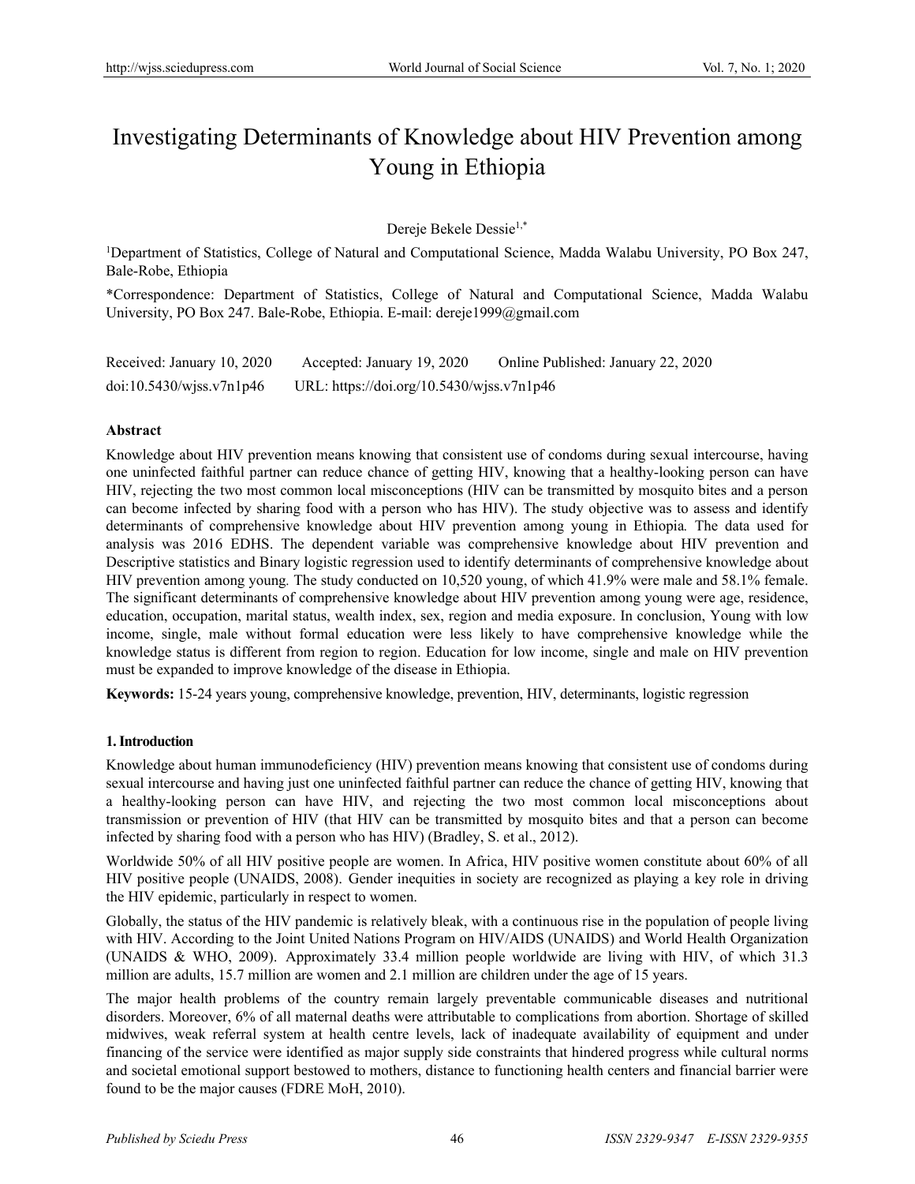# Investigating Determinants of Knowledge about HIV Prevention among Young in Ethiopia

Dereje Bekele Dessie[1,*]

[1]Department of Statistics, College of Natural and Computational Science, Madda Walabu University, PO Box 247, Bale-Robe, Ethiopia

*Correspondence: Department of Statistics, College of Natural and Computational Science, Madda Walabu University, PO Box 247. Bale-Robe, Ethiopia. E-mail: dereje1999@gmail.com

Received: January 10, 2020 Accepted: January 19, 2020 Online Published: January 22, 2020

doi:10.5430/wjss.v7n1p46 URL: https://doi.org/10.5430/wjss.v7n1p46

**Abstract**

Knowledge about HIV prevention means knowing that consistent use of condoms during sexual intercourse, having one uninfected faithful partner can reduce chance of getting HIV, knowing that a healthy-looking person can have HIV, rejecting the two most common local misconceptions (HIV can be transmitted by mosquito bites and a person can become infected by sharing food with a person who has HIV). The study objective was to assess and identify determinants of comprehensive knowledge about HIV prevention among young in Ethiopia. The data used for analysis was 2016 EDHS. The dependent variable was comprehensive knowledge about HIV prevention and Descriptive statistics and Binary logistic regression used to identify determinants of comprehensive knowledge about HIV prevention among young. The study conducted on 10,520 young, of which 41.9% were male and 58.1% female. The significant determinants of comprehensive knowledge about HIV prevention among young were age, residence, education, occupation, marital status, wealth index, sex, region and media exposure. In conclusion, Young with low income, single, male without formal education were less likely to have comprehensive knowledge while the knowledge status is different from region to region. Education for low income, single and male on HIV prevention must be expanded to improve knowledge of the disease in Ethiopia.

**Keywords:** 15-24 years young, comprehensive knowledge, prevention, HIV, determinants, logistic regression

## 1. Introduction

Knowledge about human immunodeficiency (HIV) prevention means knowing that consistent use of condoms during sexual intercourse and having just one uninfected faithful partner can reduce the chance of getting HIV, knowing that a healthy-looking person can have HIV, and rejecting the two most common local misconceptions about transmission or prevention of HIV (that HIV can be transmitted by mosquito bites and that a person can become infected by sharing food with a person who has HIV) (Bradley, S. et al., 2012).

Worldwide 50% of all HIV positive people are women. In Africa, HIV positive women constitute about 60% of all HIV positive people (UNAIDS, 2008). Gender inequities in society are recognized as playing a key role in driving the HIV epidemic, particularly in respect to women.

Globally, the status of the HIV pandemic is relatively bleak, with a continuous rise in the population of people living with HIV. According to the Joint United Nations Program on HIV/AIDS (UNAIDS) and World Health Organization (UNAIDS & WHO, 2009). Approximately 33.4 million people worldwide are living with HIV, of which 31.3 million are adults, 15.7 million are women and 2.1 million are children under the age of 15 years.

The major health problems of the country remain largely preventable communicable diseases and nutritional disorders. Moreover, 6% of all maternal deaths were attributable to complications from abortion. Shortage of skilled midwives, weak referral system at health centre levels, lack of inadequate availability of equipment and under financing of the service were identified as major supply side constraints that hindered progress while cultural norms and societal emotional support bestowed to mothers, distance to functioning health centers and financial barrier were found to be the major causes (FDRE MoH, 2010).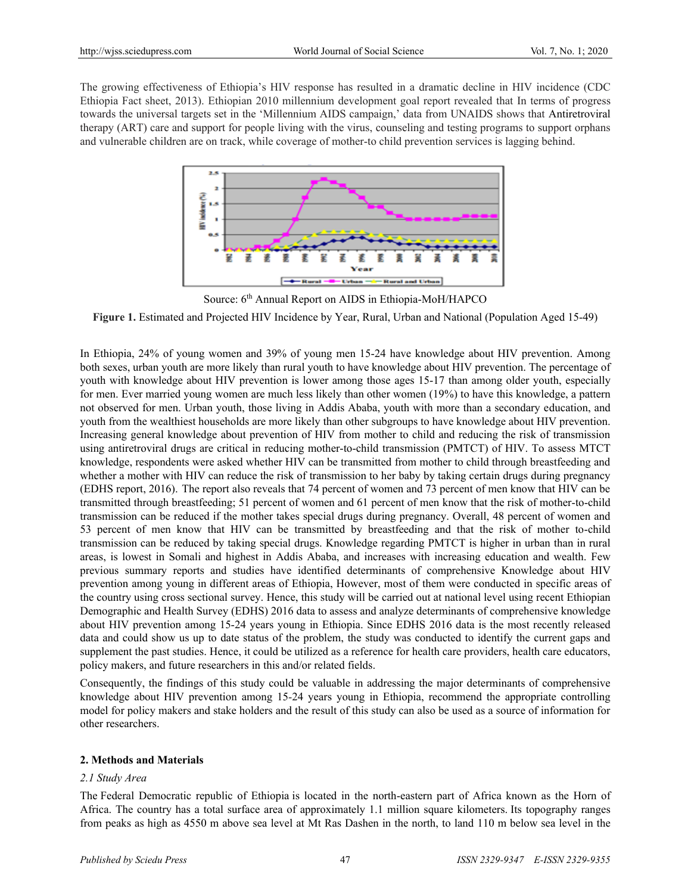The growing effectiveness of Ethiopia's HIV response has resulted in a dramatic decline in HIV incidence (CDC Ethiopia Fact sheet, 2013). Ethiopian 2010 millennium development goal report revealed that In terms of progress towards the universal targets set in the 'Millennium AIDS campaign,' data from UNAIDS shows that Antiretroviral therapy (ART) care and support for people living with the virus, counseling and testing programs to support orphans and vulnerable children are on track, while coverage of mother-to child prevention services is lagging behind.

Source: 6th Annual Report on AIDS in Ethiopia-MoH/HAPCO

**Figure 1.** Estimated and Projected HIV Incidence by Year, Rural, Urban and National (Population Aged 15-49)

In Ethiopia, 24% of young women and 39% of young men 15-24 have knowledge about HIV prevention. Among both sexes, urban youth are more likely than rural youth to have knowledge about HIV prevention. The percentage of youth with knowledge about HIV prevention is lower among those ages 15-17 than among older youth, especially for men. Ever married young women are much less likely than other women (19%) to have this knowledge, a pattern not observed for men. Urban youth, those living in Addis Ababa, youth with more than a secondary education, and youth from the wealthiest households are more likely than other subgroups to have knowledge about HIV prevention. Increasing general knowledge about prevention of HIV from mother to child and reducing the risk of transmission using antiretroviral drugs are critical in reducing mother-to-child transmission (PMTCT) of HIV. To assess MTCT knowledge, respondents were asked whether HIV can be transmitted from mother to child through breastfeeding and whether a mother with HIV can reduce the risk of transmission to her baby by taking certain drugs during pregnancy (EDHS report, 2016). The report also reveals that 74 percent of women and 73 percent of men know that HIV can be transmitted through breastfeeding; 51 percent of women and 61 percent of men know that the risk of mother-to-child transmission can be reduced if the mother takes special drugs during pregnancy. Overall, 48 percent of women and 53 percent of men know that HIV can be transmitted by breastfeeding and that the risk of mother to-child transmission can be reduced by taking special drugs. Knowledge regarding PMTCT is higher in urban than in rural areas, is lowest in Somali and highest in Addis Ababa, and increases with increasing education and wealth. Few previous summary reports and studies have identified determinants of comprehensive Knowledge about HIV prevention among young in different areas of Ethiopia, However, most of them were conducted in specific areas of the country using cross sectional survey. Hence, this study will be carried out at national level using recent Ethiopian Demographic and Health Survey (EDHS) 2016 data to assess and analyze determinants of comprehensive knowledge about HIV prevention among 15-24 years young in Ethiopia. Since EDHS 2016 data is the most recently released data and could show us up to date status of the problem, the study was conducted to identify the current gaps and supplement the past studies. Hence, it could be utilized as a reference for health care providers, health care educators, policy makers, and future researchers in this and/or related fields.

Consequently, the findings of this study could be valuable in addressing the major determinants of comprehensive knowledge about HIV prevention among 15-24 years young in Ethiopia, recommend the appropriate controlling model for policy makers and stake holders and the result of this study can also be used as a source of information for other researchers.

## 2. Methods and Materials

### *2.1 Study Area*

The Federal Democratic republic of Ethiopia is located in the north-eastern part of Africa known as the Horn of Africa. The country has a total surface area of approximately 1.1 million square kilometers. Its topography ranges from peaks as high as 4550 m above sea level at Mt Ras Dashen in the north, to land 110 m below sea level in the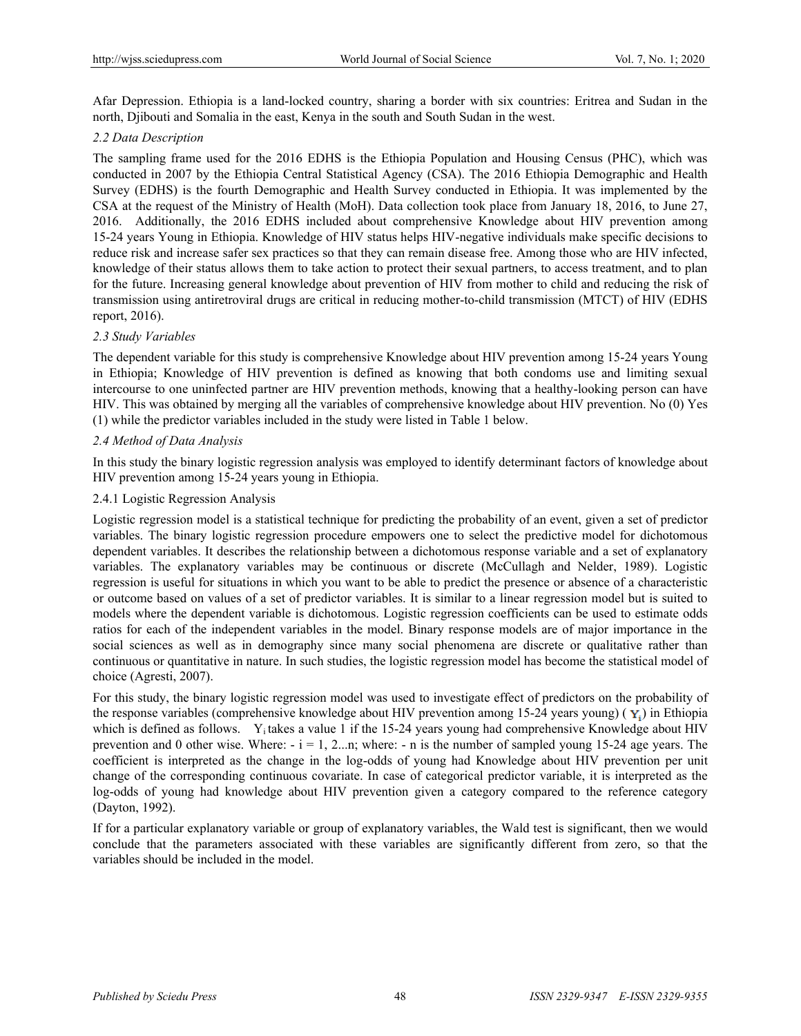Afar Depression. Ethiopia is a land-locked country, sharing a border with six countries: Eritrea and Sudan in the north, Djibouti and Somalia in the east, Kenya in the south and South Sudan in the west.

### *2.2 Data Description*

The sampling frame used for the 2016 EDHS is the Ethiopia Population and Housing Census (PHC), which was conducted in 2007 by the Ethiopia Central Statistical Agency (CSA). The 2016 Ethiopia Demographic and Health Survey (EDHS) is the fourth Demographic and Health Survey conducted in Ethiopia. It was implemented by the CSA at the request of the Ministry of Health (MoH). Data collection took place from January 18, 2016, to June 27, 2016. Additionally, the 2016 EDHS included about comprehensive Knowledge about HIV prevention among 15-24 years Young in Ethiopia. Knowledge of HIV status helps HIV-negative individuals make specific decisions to reduce risk and increase safer sex practices so that they can remain disease free. Among those who are HIV infected, knowledge of their status allows them to take action to protect their sexual partners, to access treatment, and to plan for the future. Increasing general knowledge about prevention of HIV from mother to child and reducing the risk of transmission using antiretroviral drugs are critical in reducing mother-to-child transmission (MTCT) of HIV (EDHS report, 2016).

### *2.3 Study Variables*

The dependent variable for this study is comprehensive Knowledge about HIV prevention among 15-24 years Young in Ethiopia; Knowledge of HIV prevention is defined as knowing that both condoms use and limiting sexual intercourse to one uninfected partner are HIV prevention methods, knowing that a healthy-looking person can have HIV. This was obtained by merging all the variables of comprehensive knowledge about HIV prevention. No (0) Yes (1) while the predictor variables included in the study were listed in Table 1 below.

### *2.4 Method of Data Analysis*

In this study the binary logistic regression analysis was employed to identify determinant factors of knowledge about HIV prevention among 15-24 years young in Ethiopia.

#### 2.4.1 Logistic Regression Analysis

Logistic regression model is a statistical technique for predicting the probability of an event, given a set of predictor variables. The binary logistic regression procedure empowers one to select the predictive model for dichotomous dependent variables. It describes the relationship between a dichotomous response variable and a set of explanatory variables. The explanatory variables may be continuous or discrete (McCullagh and Nelder, 1989). Logistic regression is useful for situations in which you want to be able to predict the presence or absence of a characteristic or outcome based on values of a set of predictor variables. It is similar to a linear regression model but is suited to models where the dependent variable is dichotomous. Logistic regression coefficients can be used to estimate odds ratios for each of the independent variables in the model. Binary response models are of major importance in the social sciences as well as in demography since many social phenomena are discrete or qualitative rather than continuous or quantitative in nature. In such studies, the logistic regression model has become the statistical model of choice (Agresti, 2007).

For this study, the binary logistic regression model was used to investigate effect of predictors on the probability of the response variables (comprehensive knowledge about HIV prevention among 15-24 years young) ( $Y_i$) in Ethiopia which is defined as follows. $Y_i$ takes a value 1 if the 15-24 years young had comprehensive Knowledge about HIV prevention and 0 other wise. Where: - $i = 1, 2...n$; where: - n is the number of sampled young 15-24 age years. The coefficient is interpreted as the change in the log-odds of young had Knowledge about HIV prevention per unit change of the corresponding continuous covariate. In case of categorical predictor variable, it is interpreted as the log-odds of young had knowledge about HIV prevention given a category compared to the reference category (Dayton, 1992).

If for a particular explanatory variable or group of explanatory variables, the Wald test is significant, then we would conclude that the parameters associated with these variables are significantly different from zero, so that the variables should be included in the model.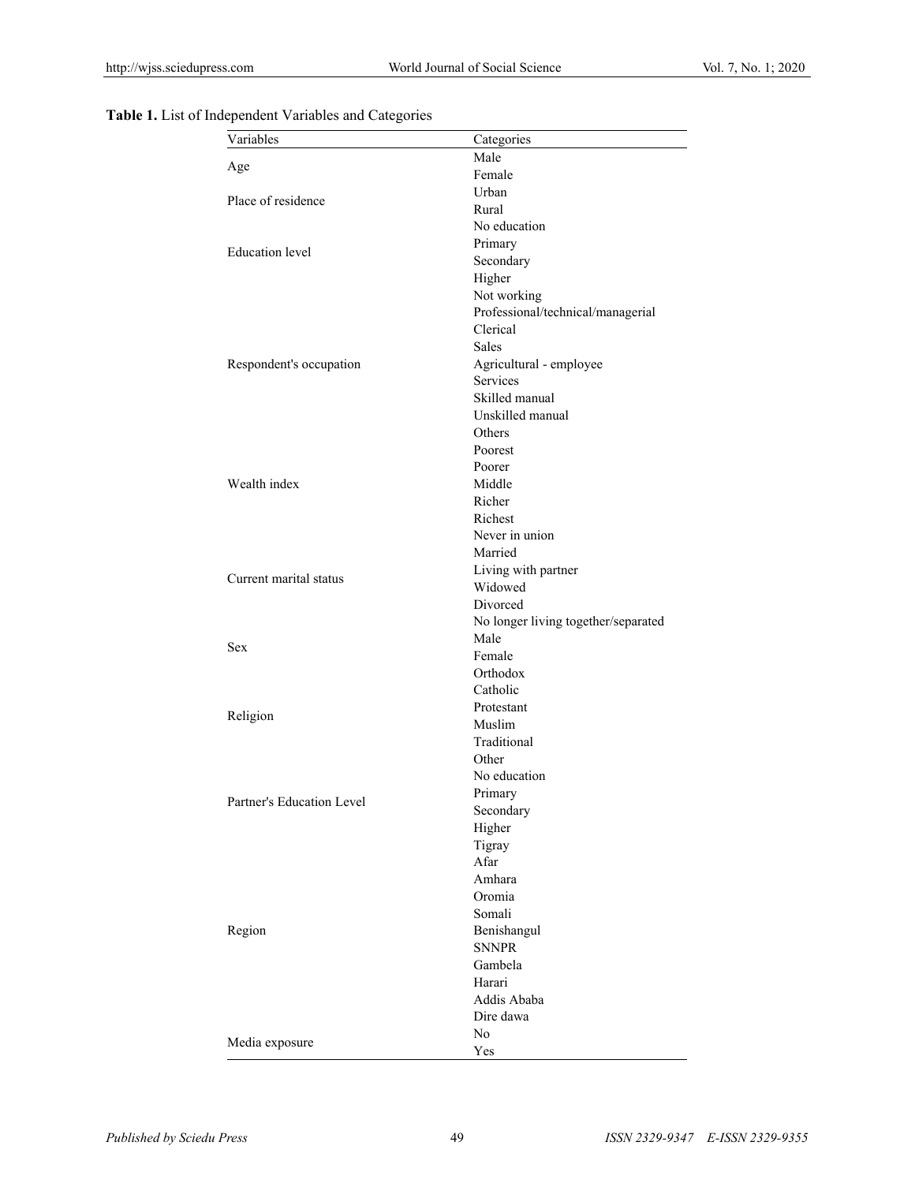**Table 1.** List of Independent Variables and Categories

| Variables | Categories |
|---|---|
| Age | Male |
| | Female |
| Place of residence | Urban |
| | Rural |
| Education level | No education |
| | Primary |
| | Secondary |
| | Higher |
| Respondent's occupation | Not working |
| | Professional/technical/managerial |
| | Clerical |
| | Sales |
| | Agricultural - employee |
| | Services |
| | Skilled manual |
| | Unskilled manual |
| | Others |
| Wealth index | Poorest |
| | Poorer |
| | Middle |
| | Richer |
| | Richest |
| Current marital status | Never in union |
| | Married |
| | Living with partner |
| | Widowed |
| | Divorced |
| | No longer living together/separated |
| Sex | Male |
| | Female |
| Religion | Orthodox |
| | Catholic |
| | Protestant |
| | Muslim |
| | Traditional |
| | Other |
| Partner's Education Level | No education |
| | Primary |
| | Secondary |
| | Higher |
| Region | Tigray |
| | Afar |
| | Amhara |
| | Oromia |
| | Somali |
| | Benishangul |
| | SNNPR |
| | Gambela |
| | Harari |
| | Addis Ababa |
| | Dire dawa |
| Media exposure | No |
| | Yes |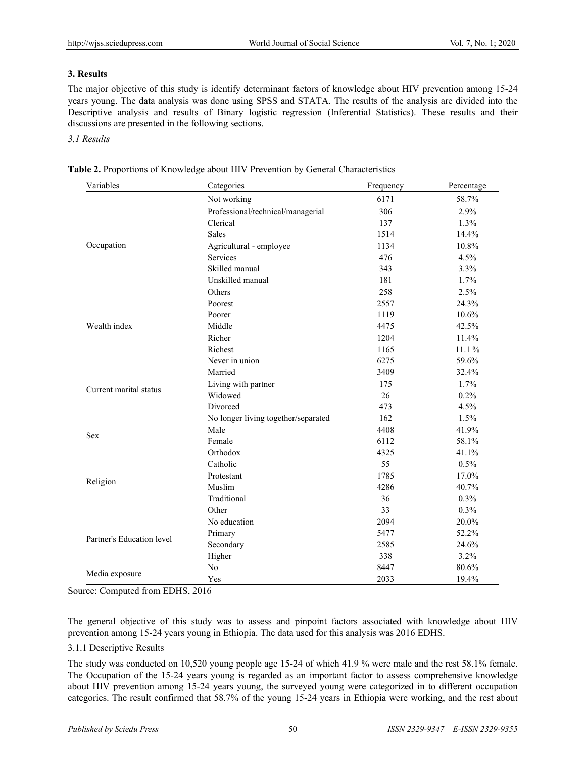## 3. Results

The major objective of this study is identify determinant factors of knowledge about HIV prevention among 15-24 years young. The data analysis was done using SPSS and STATA. The results of the analysis are divided into the Descriptive analysis and results of Binary logistic regression (Inferential Statistics). These results and their discussions are presented in the following sections.

### *3.1 Results*

**Table 2.** Proportions of Knowledge about HIV Prevention by General Characteristics

| Variables | Categories | Frequency | Percentage |
|---|---|---|---|
| Occupation | Not working | 6171 | 58.7% |
| | Professional/technical/managerial | 306 | 2.9% |
| | Clerical | 137 | 1.3% |
| | Sales | 1514 | 14.4% |
| | Agricultural - employee | 1134 | 10.8% |
| | Services | 476 | 4.5% |
| | Skilled manual | 343 | 3.3% |
| | Unskilled manual | 181 | 1.7% |
| | Others | 258 | 2.5% |
| Wealth index | Poorest | 2557 | 24.3% |
| | Poorer | 1119 | 10.6% |
| | Middle | 4475 | 42.5% |
| | Richer | 1204 | 11.4% |
| | Richest | 1165 | 11.1 % |
| Current marital status | Never in union | 6275 | 59.6% |
| | Married | 3409 | 32.4% |
| | Living with partner | 175 | 1.7% |
| | Widowed | 26 | 0.2% |
| | Divorced | 473 | 4.5% |
| | No longer living together/separated | 162 | 1.5% |
| Sex | Male | 4408 | 41.9% |
| | Female | 6112 | 58.1% |
| Religion | Orthodox | 4325 | 41.1% |
| | Catholic | 55 | 0.5% |
| | Protestant | 1785 | 17.0% |
| | Muslim | 4286 | 40.7% |
| | Traditional | 36 | 0.3% |
| | Other | 33 | 0.3% |
| Partner's Education level | No education | 2094 | 20.0% |
| | Primary | 5477 | 52.2% |
| | Secondary | 2585 | 24.6% |
| | Higher | 338 | 3.2% |
| Media exposure | No | 8447 | 80.6% |
| | Yes | 2033 | 19.4% |

Source: Computed from EDHS, 2016

The general objective of this study was to assess and pinpoint factors associated with knowledge about HIV prevention among 15-24 years young in Ethiopia. The data used for this analysis was 2016 EDHS.

#### 3.1.1 Descriptive Results

The study was conducted on 10,520 young people age 15-24 of which 41.9 % were male and the rest 58.1% female. The Occupation of the 15-24 years young is regarded as an important factor to assess comprehensive knowledge about HIV prevention among 15-24 years young, the surveyed young were categorized in to different occupation categories. The result confirmed that 58.7% of the young 15-24 years in Ethiopia were working, and the rest about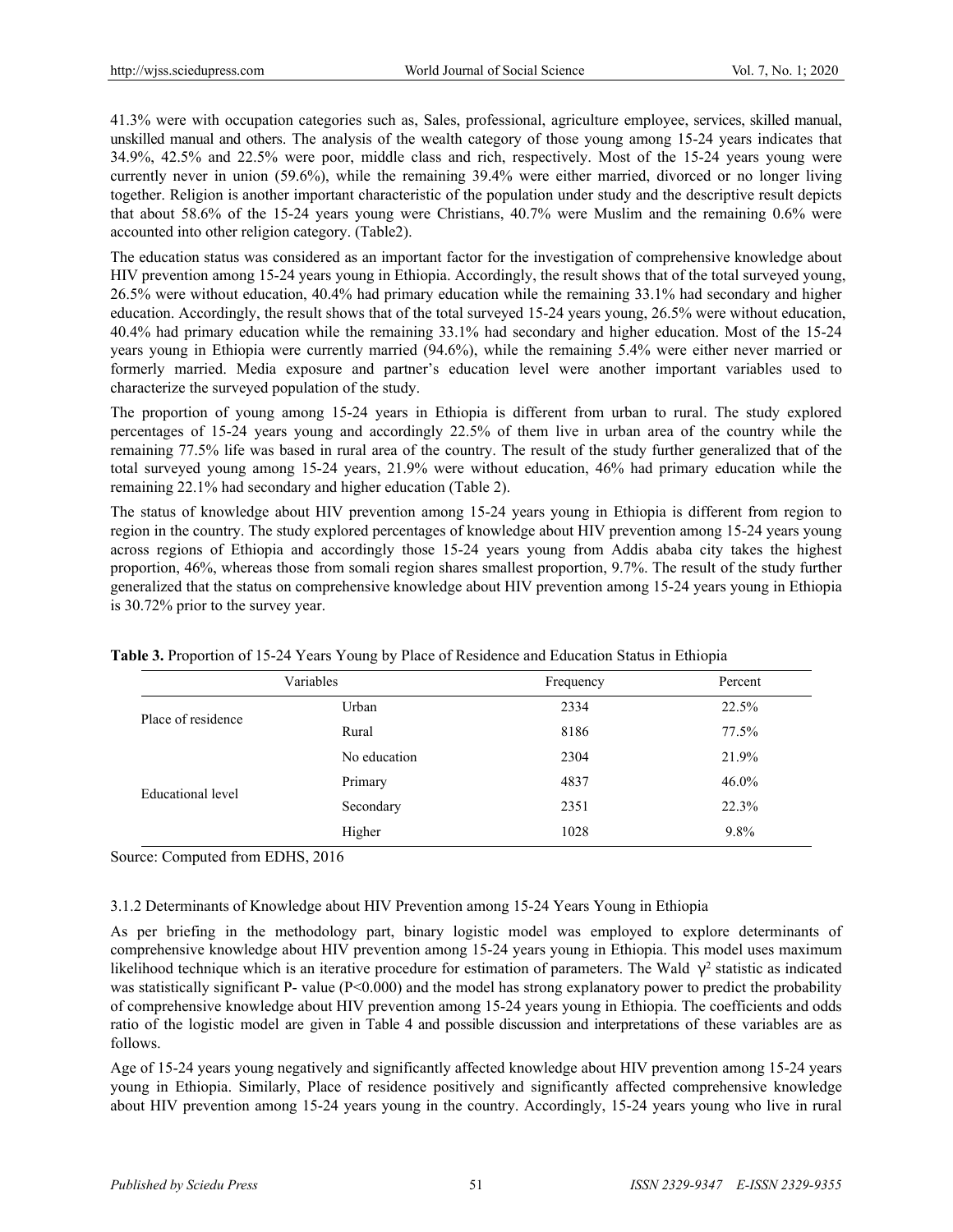41.3% were with occupation categories such as, Sales, professional, agriculture employee, services, skilled manual, unskilled manual and others. The analysis of the wealth category of those young among 15-24 years indicates that 34.9%, 42.5% and 22.5% were poor, middle class and rich, respectively. Most of the 15-24 years young were currently never in union (59.6%), while the remaining 39.4% were either married, divorced or no longer living together. Religion is another important characteristic of the population under study and the descriptive result depicts that about 58.6% of the 15-24 years young were Christians, 40.7% were Muslim and the remaining 0.6% were accounted into other religion category. (Table2).

The education status was considered as an important factor for the investigation of comprehensive knowledge about HIV prevention among 15-24 years young in Ethiopia. Accordingly, the result shows that of the total surveyed young, 26.5% were without education, 40.4% had primary education while the remaining 33.1% had secondary and higher education. Accordingly, the result shows that of the total surveyed 15-24 years young, 26.5% were without education, 40.4% had primary education while the remaining 33.1% had secondary and higher education. Most of the 15-24 years young in Ethiopia were currently married (94.6%), while the remaining 5.4% were either never married or formerly married. Media exposure and partner's education level were another important variables used to characterize the surveyed population of the study.

The proportion of young among 15-24 years in Ethiopia is different from urban to rural. The study explored percentages of 15-24 years young and accordingly 22.5% of them live in urban area of the country while the remaining 77.5% life was based in rural area of the country. The result of the study further generalized that of the total surveyed young among 15-24 years, 21.9% were without education, 46% had primary education while the remaining 22.1% had secondary and higher education (Table 2).

The status of knowledge about HIV prevention among 15-24 years young in Ethiopia is different from region to region in the country. The study explored percentages of knowledge about HIV prevention among 15-24 years young across regions of Ethiopia and accordingly those 15-24 years young from Addis ababa city takes the highest proportion, 46%, whereas those from somali region shares smallest proportion, 9.7%. The result of the study further generalized that the status on comprehensive knowledge about HIV prevention among 15-24 years young in Ethiopia is 30.72% prior to the survey year.

**Table 3.** Proportion of 15-24 Years Young by Place of Residence and Education Status in Ethiopia

| Variables | | Frequency | Percent |
|---|---|---|---|
| Place of residence | Urban | 2334 | 22.5% |
| | Rural | 8186 | 77.5% |
| Educational level | No education | 2304 | 21.9% |
| | Primary | 4837 | 46.0% |
| | Secondary | 2351 | 22.3% |
| | Higher | 1028 | 9.8% |

Source: Computed from EDHS, 2016

3.1.2 Determinants of Knowledge about HIV Prevention among 15-24 Years Young in Ethiopia

As per briefing in the methodology part, binary logistic model was employed to explore determinants of comprehensive knowledge about HIV prevention among 15-24 years young in Ethiopia. This model uses maximum likelihood technique which is an iterative procedure for estimation of parameters. The Wald $\gamma^2$ statistic as indicated was statistically significant P- value (P<0.000) and the model has strong explanatory power to predict the probability of comprehensive knowledge about HIV prevention among 15-24 years young in Ethiopia. The coefficients and odds ratio of the logistic model are given in Table 4 and possible discussion and interpretations of these variables are as follows.

Age of 15-24 years young negatively and significantly affected knowledge about HIV prevention among 15-24 years young in Ethiopia. Similarly, Place of residence positively and significantly affected comprehensive knowledge about HIV prevention among 15-24 years young in the country. Accordingly, 15-24 years young who live in rural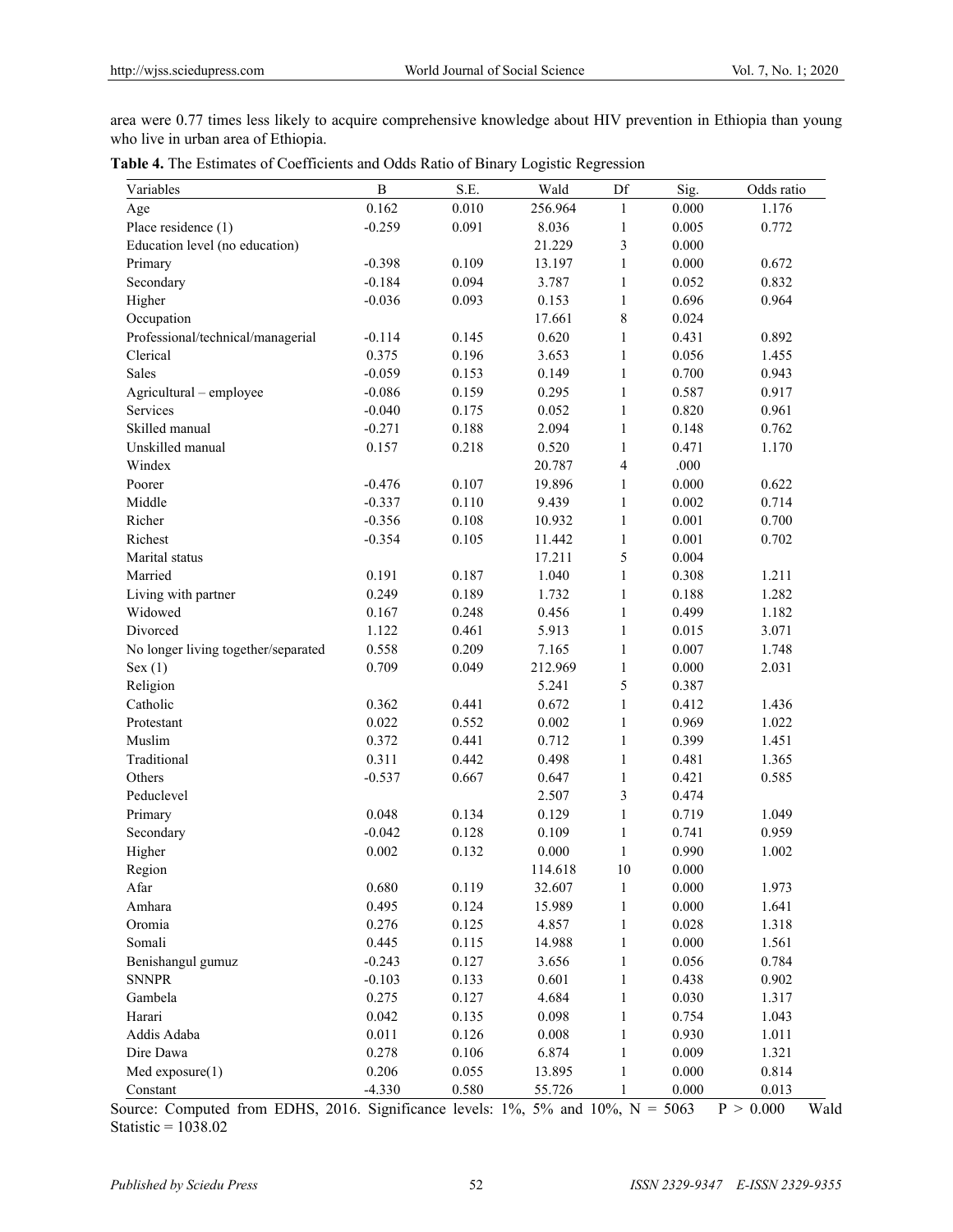area were 0.77 times less likely to acquire comprehensive knowledge about HIV prevention in Ethiopia than young who live in urban area of Ethiopia.

**Table 4.** The Estimates of Coefficients and Odds Ratio of Binary Logistic Regression

| Variables | B | S.E. | Wald | Df | Sig. | Odds ratio |
|---|---|---|---|---|---|---|
| Age | 0.162 | 0.010 | 256.964 | 1 | 0.000 | 1.176 |
| Place residence (1) | -0.259 | 0.091 | 8.036 | 1 | 0.005 | 0.772 |
| Education level (no education) | | | 21.229 | 3 | 0.000 | |
| Primary | -0.398 | 0.109 | 13.197 | 1 | 0.000 | 0.672 |
| Secondary | -0.184 | 0.094 | 3.787 | 1 | 0.052 | 0.832 |
| Higher | -0.036 | 0.093 | 0.153 | 1 | 0.696 | 0.964 |
| Occupation | | | 17.661 | 8 | 0.024 | |
| Professional/technical/managerial | -0.114 | 0.145 | 0.620 | 1 | 0.431 | 0.892 |
| Clerical | 0.375 | 0.196 | 3.653 | 1 | 0.056 | 1.455 |
| Sales | -0.059 | 0.153 | 0.149 | 1 | 0.700 | 0.943 |
| Agricultural – employee | -0.086 | 0.159 | 0.295 | 1 | 0.587 | 0.917 |
| Services | -0.040 | 0.175 | 0.052 | 1 | 0.820 | 0.961 |
| Skilled manual | -0.271 | 0.188 | 2.094 | 1 | 0.148 | 0.762 |
| Unskilled manual | 0.157 | 0.218 | 0.520 | 1 | 0.471 | 1.170 |
| Windex | | | 20.787 | 4 | .000 | |
| Poorer | -0.476 | 0.107 | 19.896 | 1 | 0.000 | 0.622 |
| Middle | -0.337 | 0.110 | 9.439 | 1 | 0.002 | 0.714 |
| Richer | -0.356 | 0.108 | 10.932 | 1 | 0.001 | 0.700 |
| Richest | -0.354 | 0.105 | 11.442 | 1 | 0.001 | 0.702 |
| Marital status | | | 17.211 | 5 | 0.004 | |
| Married | 0.191 | 0.187 | 1.040 | 1 | 0.308 | 1.211 |
| Living with partner | 0.249 | 0.189 | 1.732 | 1 | 0.188 | 1.282 |
| Widowed | 0.167 | 0.248 | 0.456 | 1 | 0.499 | 1.182 |
| Divorced | 1.122 | 0.461 | 5.913 | 1 | 0.015 | 3.071 |
| No longer living together/separated | 0.558 | 0.209 | 7.165 | 1 | 0.007 | 1.748 |
| Sex (1) | 0.709 | 0.049 | 212.969 | 1 | 0.000 | 2.031 |
| Religion | | | 5.241 | 5 | 0.387 | |
| Catholic | 0.362 | 0.441 | 0.672 | 1 | 0.412 | 1.436 |
| Protestant | 0.022 | 0.552 | 0.002 | 1 | 0.969 | 1.022 |
| Muslim | 0.372 | 0.441 | 0.712 | 1 | 0.399 | 1.451 |
| Traditional | 0.311 | 0.442 | 0.498 | 1 | 0.481 | 1.365 |
| Others | -0.537 | 0.667 | 0.647 | 1 | 0.421 | 0.585 |
| Peduclevel | | | 2.507 | 3 | 0.474 | |
| Primary | 0.048 | 0.134 | 0.129 | 1 | 0.719 | 1.049 |
| Secondary | -0.042 | 0.128 | 0.109 | 1 | 0.741 | 0.959 |
| Higher | 0.002 | 0.132 | 0.000 | 1 | 0.990 | 1.002 |
| Region | | | 114.618 | 10 | 0.000 | |
| Afar | 0.680 | 0.119 | 32.607 | 1 | 0.000 | 1.973 |
| Amhara | 0.495 | 0.124 | 15.989 | 1 | 0.000 | 1.641 |
| Oromia | 0.276 | 0.125 | 4.857 | 1 | 0.028 | 1.318 |
| Somali | 0.445 | 0.115 | 14.988 | 1 | 0.000 | 1.561 |
| Benishangul gumuz | -0.243 | 0.127 | 3.656 | 1 | 0.056 | 0.784 |
| SNNPR | -0.103 | 0.133 | 0.601 | 1 | 0.438 | 0.902 |
| Gambela | 0.275 | 0.127 | 4.684 | 1 | 0.030 | 1.317 |
| Harari | 0.042 | 0.135 | 0.098 | 1 | 0.754 | 1.043 |
| Addis Adaba | 0.011 | 0.126 | 0.008 | 1 | 0.930 | 1.011 |
| Dire Dawa | 0.278 | 0.106 | 6.874 | 1 | 0.009 | 1.321 |
| Med exposure(1) | 0.206 | 0.055 | 13.895 | 1 | 0.000 | 0.814 |
| Constant | -4.330 | 0.580 | 55.726 | 1 | 0.000 | 0.013 |

Source: Computed from EDHS, 2016. Significance levels: 1%, 5% and 10%, N = 5063 P > 0.000 Wald Statistic = 1038.02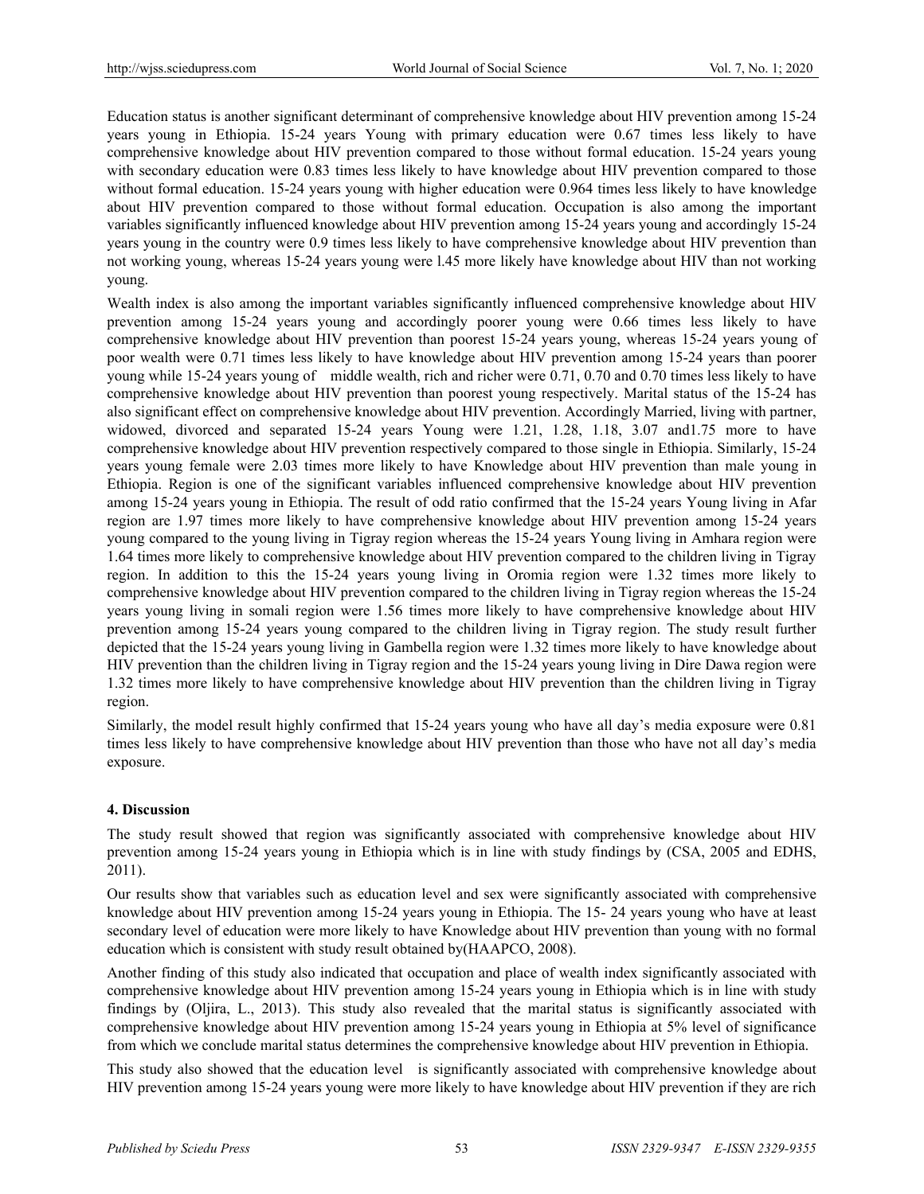Education status is another significant determinant of comprehensive knowledge about HIV prevention among 15-24 years young in Ethiopia. 15-24 years Young with primary education were 0.67 times less likely to have comprehensive knowledge about HIV prevention compared to those without formal education. 15-24 years young with secondary education were 0.83 times less likely to have knowledge about HIV prevention compared to those without formal education. 15-24 years young with higher education were 0.964 times less likely to have knowledge about HIV prevention compared to those without formal education. Occupation is also among the important variables significantly influenced knowledge about HIV prevention among 15-24 years young and accordingly 15-24 years young in the country were 0.9 times less likely to have comprehensive knowledge about HIV prevention than not working young, whereas 15-24 years young were l.45 more likely have knowledge about HIV than not working young.

Wealth index is also among the important variables significantly influenced comprehensive knowledge about HIV prevention among 15-24 years young and accordingly poorer young were 0.66 times less likely to have comprehensive knowledge about HIV prevention than poorest 15-24 years young, whereas 15-24 years young of poor wealth were 0.71 times less likely to have knowledge about HIV prevention among 15-24 years than poorer young while 15-24 years young of middle wealth, rich and richer were 0.71, 0.70 and 0.70 times less likely to have comprehensive knowledge about HIV prevention than poorest young respectively. Marital status of the 15-24 has also significant effect on comprehensive knowledge about HIV prevention. Accordingly Married, living with partner, widowed, divorced and separated 15-24 years Young were 1.21, 1.28, 1.18, 3.07 and1.75 more to have comprehensive knowledge about HIV prevention respectively compared to those single in Ethiopia. Similarly, 15-24 years young female were 2.03 times more likely to have Knowledge about HIV prevention than male young in Ethiopia. Region is one of the significant variables influenced comprehensive knowledge about HIV prevention among 15-24 years young in Ethiopia. The result of odd ratio confirmed that the 15-24 years Young living in Afar region are 1.97 times more likely to have comprehensive knowledge about HIV prevention among 15-24 years young compared to the young living in Tigray region whereas the 15-24 years Young living in Amhara region were 1.64 times more likely to comprehensive knowledge about HIV prevention compared to the children living in Tigray region. In addition to this the 15-24 years young living in Oromia region were 1.32 times more likely to comprehensive knowledge about HIV prevention compared to the children living in Tigray region whereas the 15-24 years young living in somali region were 1.56 times more likely to have comprehensive knowledge about HIV prevention among 15-24 years young compared to the children living in Tigray region. The study result further depicted that the 15-24 years young living in Gambella region were 1.32 times more likely to have knowledge about HIV prevention than the children living in Tigray region and the 15-24 years young living in Dire Dawa region were 1.32 times more likely to have comprehensive knowledge about HIV prevention than the children living in Tigray region.

Similarly, the model result highly confirmed that 15-24 years young who have all day's media exposure were 0.81 times less likely to have comprehensive knowledge about HIV prevention than those who have not all day's media exposure.

## 4. Discussion

The study result showed that region was significantly associated with comprehensive knowledge about HIV prevention among 15-24 years young in Ethiopia which is in line with study findings by (CSA, 2005 and EDHS, 2011).

Our results show that variables such as education level and sex were significantly associated with comprehensive knowledge about HIV prevention among 15-24 years young in Ethiopia. The 15- 24 years young who have at least secondary level of education were more likely to have Knowledge about HIV prevention than young with no formal education which is consistent with study result obtained by(HAAPCO, 2008).

Another finding of this study also indicated that occupation and place of wealth index significantly associated with comprehensive knowledge about HIV prevention among 15-24 years young in Ethiopia which is in line with study findings by (Oljira, L., 2013). This study also revealed that the marital status is significantly associated with comprehensive knowledge about HIV prevention among 15-24 years young in Ethiopia at 5% level of significance from which we conclude marital status determines the comprehensive knowledge about HIV prevention in Ethiopia.

This study also showed that the education level is significantly associated with comprehensive knowledge about HIV prevention among 15-24 years young were more likely to have knowledge about HIV prevention if they are rich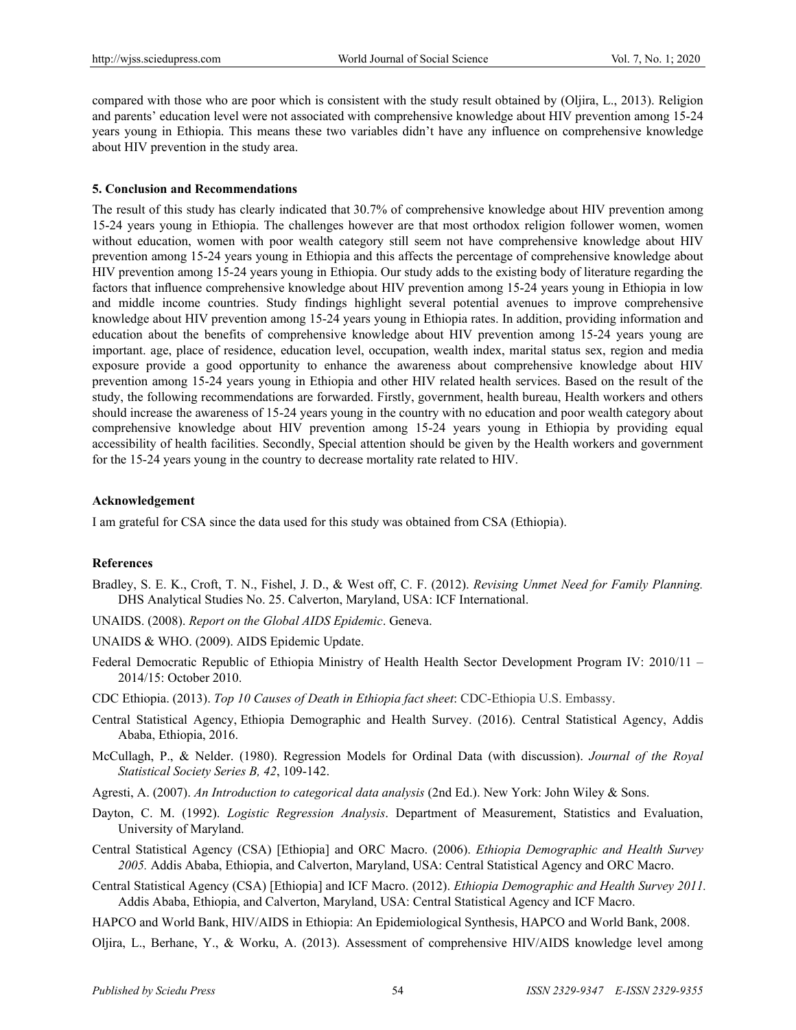compared with those who are poor which is consistent with the study result obtained by (Oljira, L., 2013). Religion and parents' education level were not associated with comprehensive knowledge about HIV prevention among 15-24 years young in Ethiopia. This means these two variables didn't have any influence on comprehensive knowledge about HIV prevention in the study area.

## 5. Conclusion and Recommendations

The result of this study has clearly indicated that 30.7% of comprehensive knowledge about HIV prevention among 15-24 years young in Ethiopia. The challenges however are that most orthodox religion follower women, women without education, women with poor wealth category still seem not have comprehensive knowledge about HIV prevention among 15-24 years young in Ethiopia and this affects the percentage of comprehensive knowledge about HIV prevention among 15-24 years young in Ethiopia. Our study adds to the existing body of literature regarding the factors that influence comprehensive knowledge about HIV prevention among 15-24 years young in Ethiopia in low and middle income countries. Study findings highlight several potential avenues to improve comprehensive knowledge about HIV prevention among 15-24 years young in Ethiopia rates. In addition, providing information and education about the benefits of comprehensive knowledge about HIV prevention among 15-24 years young are important. age, place of residence, education level, occupation, wealth index, marital status sex, region and media exposure provide a good opportunity to enhance the awareness about comprehensive knowledge about HIV prevention among 15-24 years young in Ethiopia and other HIV related health services. Based on the result of the study, the following recommendations are forwarded. Firstly, government, health bureau, Health workers and others should increase the awareness of 15-24 years young in the country with no education and poor wealth category about comprehensive knowledge about HIV prevention among 15-24 years young in Ethiopia by providing equal accessibility of health facilities. Secondly, Special attention should be given by the Health workers and government for the 15-24 years young in the country to decrease mortality rate related to HIV.

## Acknowledgement

I am grateful for CSA since the data used for this study was obtained from CSA (Ethiopia).

## References

Bradley, S. E. K., Croft, T. N., Fishel, J. D., & West off, C. F. (2012). *Revising Unmet Need for Family Planning.* DHS Analytical Studies No. 25. Calverton, Maryland, USA: ICF International.

UNAIDS. (2008). *Report on the Global AIDS Epidemic*. Geneva.

UNAIDS & WHO. (2009). AIDS Epidemic Update.

Federal Democratic Republic of Ethiopia Ministry of Health Health Sector Development Program IV: 2010/11 – 2014/15: October 2010.

CDC Ethiopia. (2013). *Top 10 Causes of Death in Ethiopia fact sheet*: CDC-Ethiopia U.S. Embassy.

Central Statistical Agency, Ethiopia Demographic and Health Survey. (2016). Central Statistical Agency, Addis Ababa, Ethiopia, 2016.

McCullagh, P., & Nelder. (1980). Regression Models for Ordinal Data (with discussion). *Journal of the Royal Statistical Society Series B, 42*, 109-142.

Agresti, A. (2007). *An Introduction to categorical data analysis* (2nd Ed.). New York: John Wiley & Sons.

Dayton, C. M. (1992). *Logistic Regression Analysis*. Department of Measurement, Statistics and Evaluation, University of Maryland.

Central Statistical Agency (CSA) [Ethiopia] and ORC Macro. (2006). *Ethiopia Demographic and Health Survey 2005.* Addis Ababa, Ethiopia, and Calverton, Maryland, USA: Central Statistical Agency and ORC Macro.

Central Statistical Agency (CSA) [Ethiopia] and ICF Macro. (2012). *Ethiopia Demographic and Health Survey 2011.* Addis Ababa, Ethiopia, and Calverton, Maryland, USA: Central Statistical Agency and ICF Macro.

HAPCO and World Bank, HIV/AIDS in Ethiopia: An Epidemiological Synthesis, HAPCO and World Bank, 2008.

Oljira, L., Berhane, Y., & Worku, A. (2013). Assessment of comprehensive HIV/AIDS knowledge level among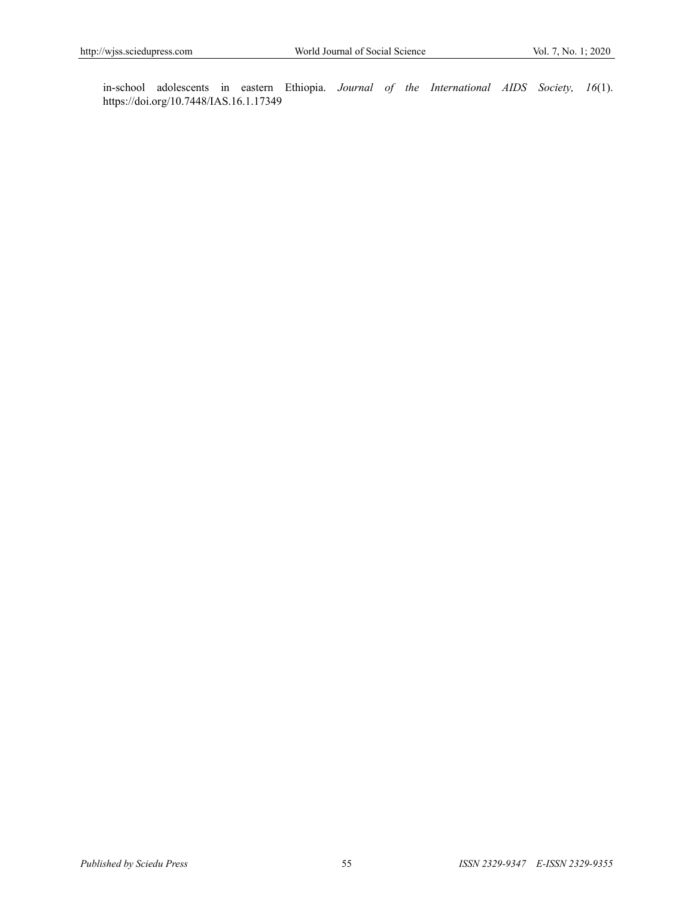in-school adolescents in eastern Ethiopia. *Journal of the International AIDS Society, 16*(1). https://doi.org/10.7448/IAS.16.1.17349